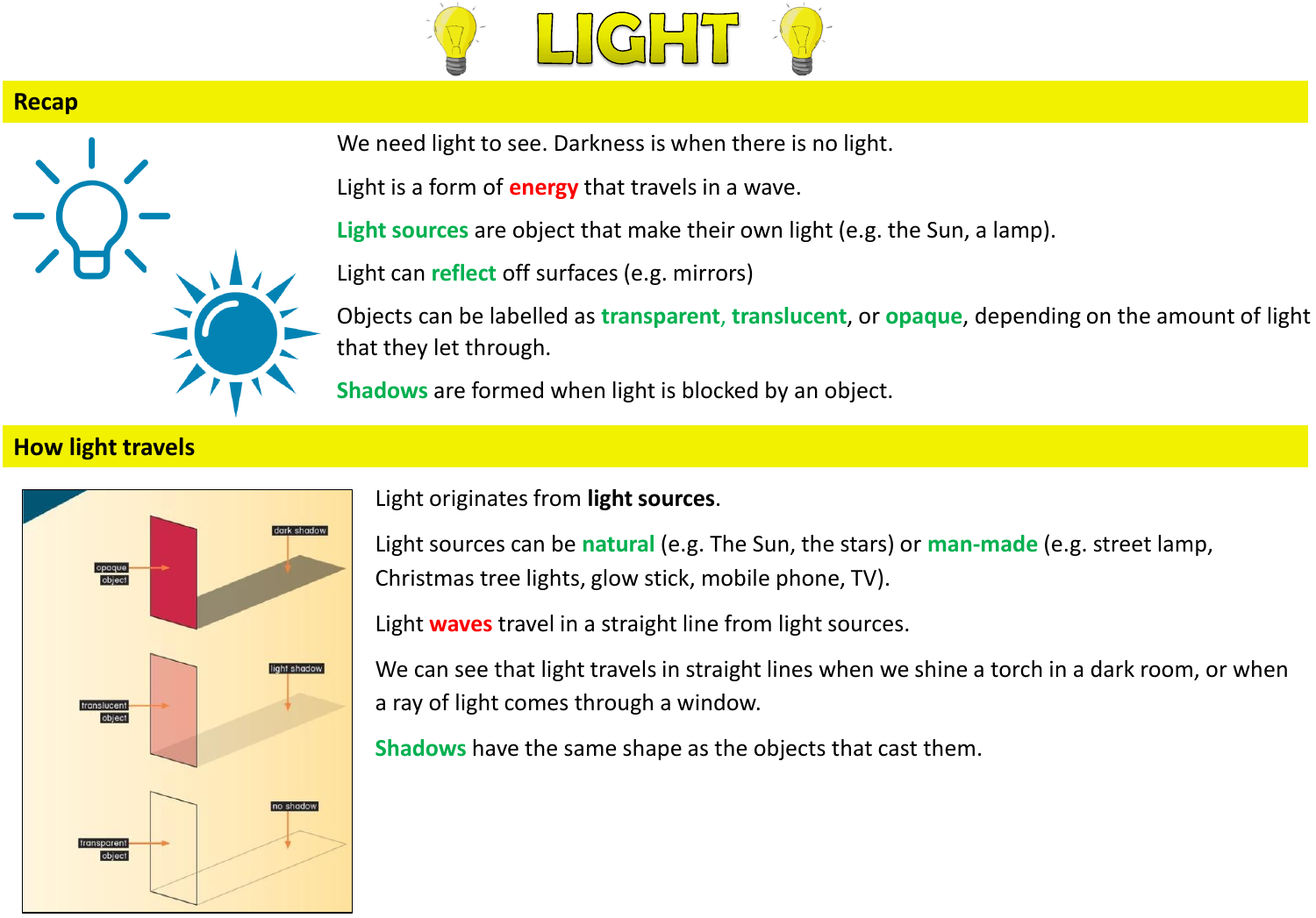# LIGHT

## Recap

We need light to see. Darkness is when there is no light.

Light is a form of **energy** that travels in a wave.

**Light sources** are object that make their own light (e.g. the Sun, a lamp).

Light can **reflect** off surfaces (e.g. mirrors)

Objects can be labelled as **transparent**, **translucent**, or **opaque**, depending on the amount of light that they let through.

**Shadows** are formed when light is blocked by an object.

## How light travels

opaque object

dark shadow

translucent object

light shadow

transparent object

no shadow

Light originates from **light sources**.

Light sources can be **natural** (e.g. The Sun, the stars) or **man-made** (e.g. street lamp, Christmas tree lights, glow stick, mobile phone, TV).

Light **waves** travel in a straight line from light sources.

We can see that light travels in straight lines when we shine a torch in a dark room, or when a ray of light comes through a window.

**Shadows** have the same shape as the objects that cast them.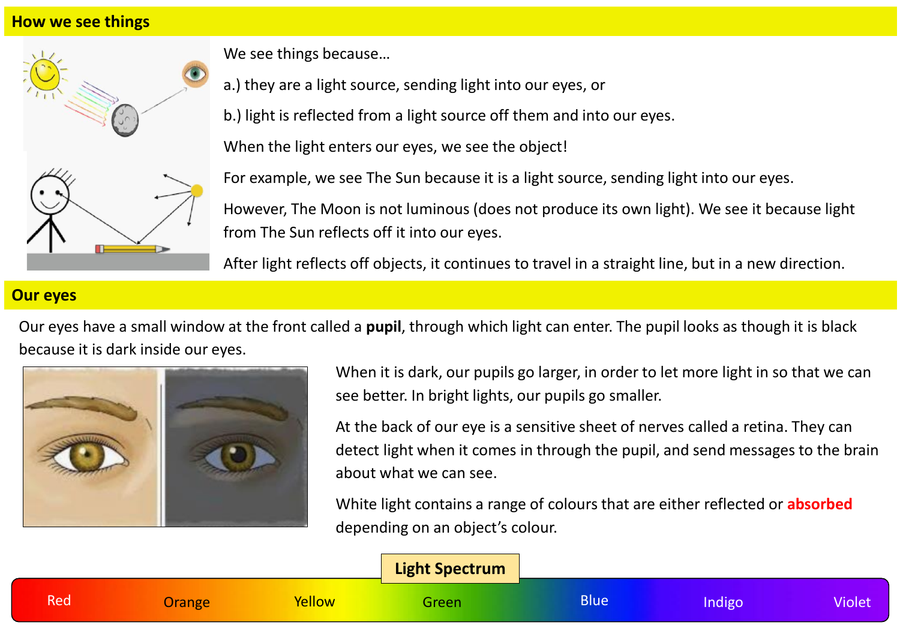## How we see things

We see things because…

a.) they are a light source, sending light into our eyes, or

b.) light is reflected from a light source off them and into our eyes.

When the light enters our eyes, we see the object!

For example, we see The Sun because it is a light source, sending light into our eyes.

However, The Moon is not luminous (does not produce its own light). We see it because light from The Sun reflects off it into our eyes.

After light reflects off objects, it continues to travel in a straight line, but in a new direction.

## Our eyes

Our eyes have a small window at the front called a **pupil**, through which light can enter. The pupil looks as though it is black because it is dark inside our eyes.

When it is dark, our pupils go larger, in order to let more light in so that we can see better. In bright lights, our pupils go smaller.

At the back of our eye is a sensitive sheet of nerves called a retina. They can detect light when it comes in through the pupil, and send messages to the brain about what we can see.

White light contains a range of colours that are either reflected or **absorbed** depending on an object's colour.

**Light Spectrum**

Red

Orange

Yellow

Green

Blue

Indigo

Violet